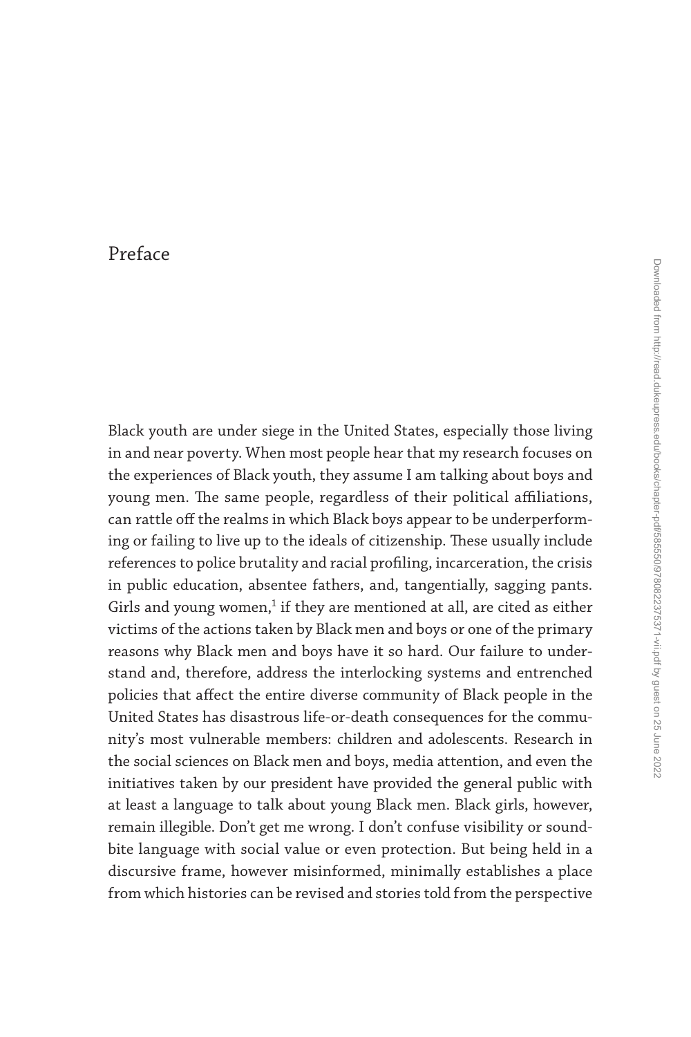# Preface

Black youth are under siege in the United States, especially those living in and near poverty. When most people hear that my research focuses on the experiences of Black youth, they assume I am talking about boys and young men. The same people, regardless of their political affiliations, can rattle off the realms in which Black boys appear to be underperforming or failing to live up to the ideals of citizenship. These usually include references to police brutality and racial profiling, incarceration, the crisis in public education, absentee fathers, and, tangentially, sagging pants. Girls and young women,[1] if they are mentioned at all, are cited as either victims of the actions taken by Black men and boys or one of the primary reasons why Black men and boys have it so hard. Our failure to understand and, therefore, address the interlocking systems and entrenched policies that affect the entire diverse community of Black people in the United States has disastrous life-or-death consequences for the community's most vulnerable members: children and adolescents. Research in the social sciences on Black men and boys, media attention, and even the initiatives taken by our president have provided the general public with at least a language to talk about young Black men. Black girls, however, remain illegible. Don't get me wrong. I don't confuse visibility or soundbite language with social value or even protection. But being held in a discursive frame, however misinformed, minimally establishes a place from which histories can be revised and stories told from the perspective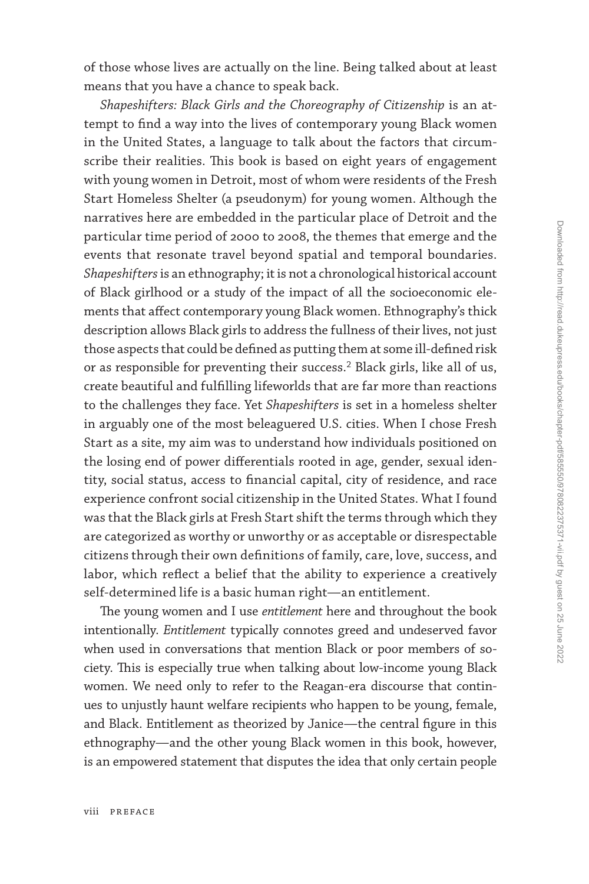of those whose lives are actually on the line. Being talked about at least means that you have a chance to speak back.

*Shapeshifters: Black Girls and the Choreography of Citizenship* is an attempt to find a way into the lives of contemporary young Black women in the United States, a language to talk about the factors that circumscribe their realities. This book is based on eight years of engagement with young women in Detroit, most of whom were residents of the Fresh Start Homeless Shelter (a pseudonym) for young women. Although the narratives here are embedded in the particular place of Detroit and the particular time period of 2000 to 2008, the themes that emerge and the events that resonate travel beyond spatial and temporal boundaries. *Shapeshifters* is an ethnography; it is not a chronological historical account of Black girlhood or a study of the impact of all the socioeconomic elements that affect contemporary young Black women. Ethnography's thick description allows Black girls to address the fullness of their lives, not just those aspects that could be defined as putting them at some ill-defined risk or as responsible for preventing their success.[2] Black girls, like all of us, create beautiful and fulfilling lifeworlds that are far more than reactions to the challenges they face. Yet *Shapeshifters* is set in a homeless shelter in arguably one of the most beleaguered U.S. cities. When I chose Fresh Start as a site, my aim was to understand how individuals positioned on the losing end of power differentials rooted in age, gender, sexual identity, social status, access to financial capital, city of residence, and race experience confront social citizenship in the United States. What I found was that the Black girls at Fresh Start shift the terms through which they are categorized as worthy or unworthy or as acceptable or disrespectable citizens through their own definitions of family, care, love, success, and labor, which reflect a belief that the ability to experience a creatively self-determined life is a basic human right—an entitlement.

The young women and I use *entitlement* here and throughout the book intentionally. *Entitlement* typically connotes greed and undeserved favor when used in conversations that mention Black or poor members of society. This is especially true when talking about low-income young Black women. We need only to refer to the Reagan-era discourse that continues to unjustly haunt welfare recipients who happen to be young, female, and Black. Entitlement as theorized by Janice—the central figure in this ethnography—and the other young Black women in this book, however, is an empowered statement that disputes the idea that only certain people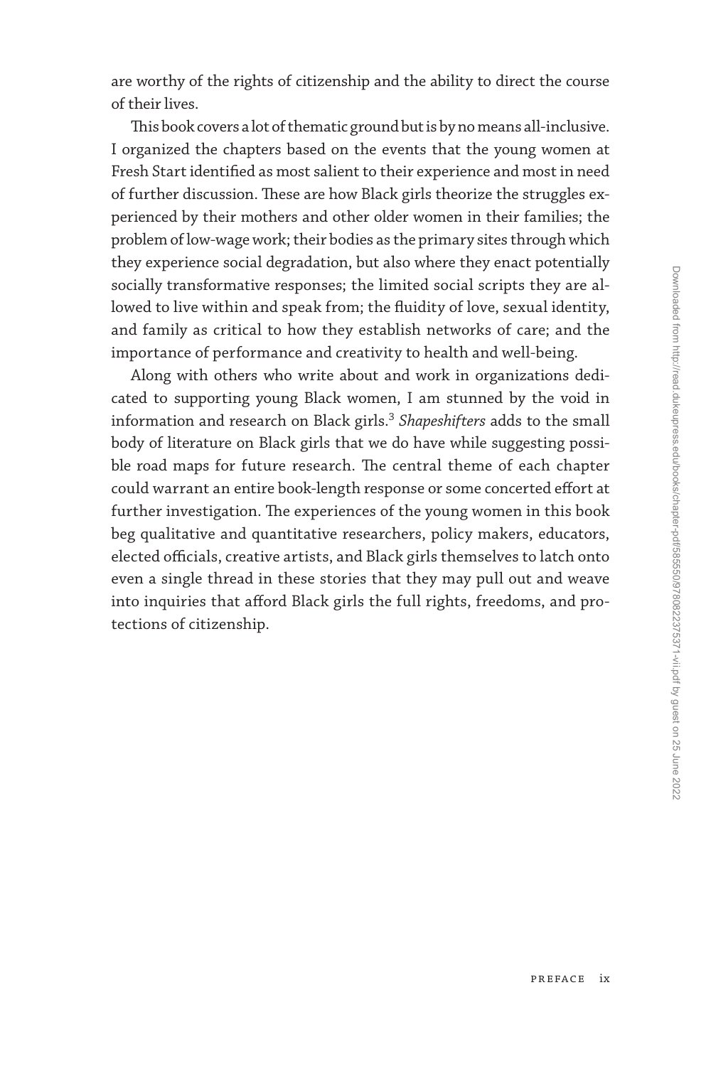are worthy of the rights of citizenship and the ability to direct the course of their lives.

This book covers a lot of thematic ground but is by no means all-inclusive. I organized the chapters based on the events that the young women at Fresh Start identified as most salient to their experience and most in need of further discussion. These are how Black girls theorize the struggles experienced by their mothers and other older women in their families; the problem of low-wage work; their bodies as the primary sites through which they experience social degradation, but also where they enact potentially socially transformative responses; the limited social scripts they are allowed to live within and speak from; the fluidity of love, sexual identity, and family as critical to how they establish networks of care; and the importance of performance and creativity to health and well-being.

Along with others who write about and work in organizations dedicated to supporting young Black women, I am stunned by the void in information and research on Black girls.[3] *Shapeshifters* adds to the small body of literature on Black girls that we do have while suggesting possible road maps for future research. The central theme of each chapter could warrant an entire book-length response or some concerted effort at further investigation. The experiences of the young women in this book beg qualitative and quantitative researchers, policy makers, educators, elected officials, creative artists, and Black girls themselves to latch onto even a single thread in these stories that they may pull out and weave into inquiries that afford Black girls the full rights, freedoms, and protections of citizenship.